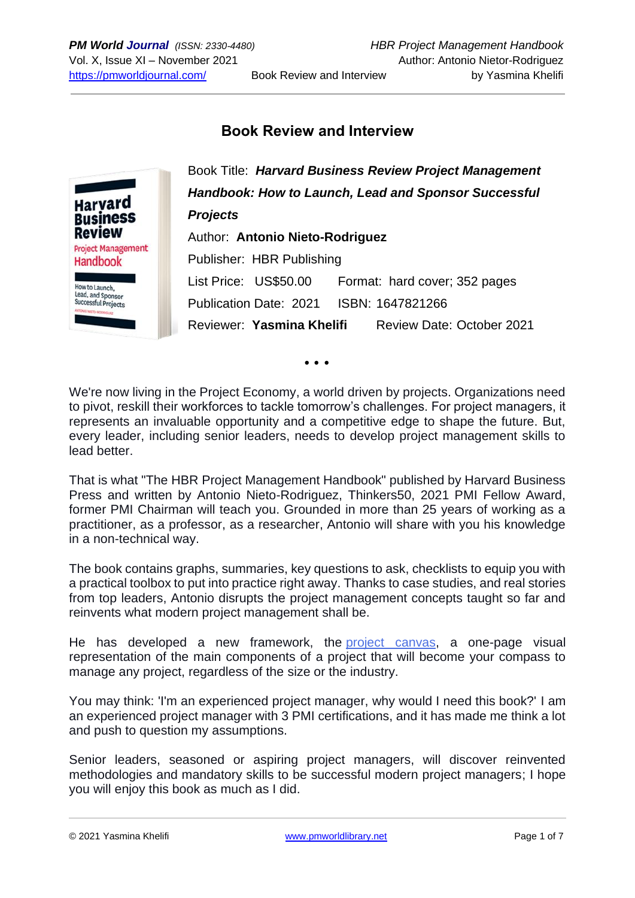# Book Review and Interview

Book Title: ***Harvard Business Review Project Management Handbook: How to Launch, Lead and Sponsor Successful Projects***

Author: **Antonio Nieto-Rodriguez**

Publisher: HBR Publishing

List Price: US$50.00 Format: hard cover; 352 pages

Publication Date: 2021 ISBN: 1647821266

Reviewer: **Yasmina Khelifi** Review Date: October 2021

• • •

We're now living in the Project Economy, a world driven by projects. Organizations need to pivot, reskill their workforces to tackle tomorrow's challenges. For project managers, it represents an invaluable opportunity and a competitive edge to shape the future. But, every leader, including senior leaders, needs to develop project management skills to lead better.

That is what "The HBR Project Management Handbook" published by Harvard Business Press and written by Antonio Nieto-Rodriguez, Thinkers50, 2021 PMI Fellow Award, former PMI Chairman will teach you. Grounded in more than 25 years of working as a practitioner, as a professor, as a researcher, Antonio will share with you his knowledge in a non-technical way.

The book contains graphs, summaries, key questions to ask, checklists to equip you with a practical toolbox to put into practice right away. Thanks to case studies, and real stories from top leaders, Antonio disrupts the project management concepts taught so far and reinvents what modern project management shall be.

He has developed a new framework, the project canvas, a one-page visual representation of the main components of a project that will become your compass to manage any project, regardless of the size or the industry.

You may think: 'I'm an experienced project manager, why would I need this book?' I am an experienced project manager with 3 PMI certifications, and it has made me think a lot and push to question my assumptions.

Senior leaders, seasoned or aspiring project managers, will discover reinvented methodologies and mandatory skills to be successful modern project managers; I hope you will enjoy this book as much as I did.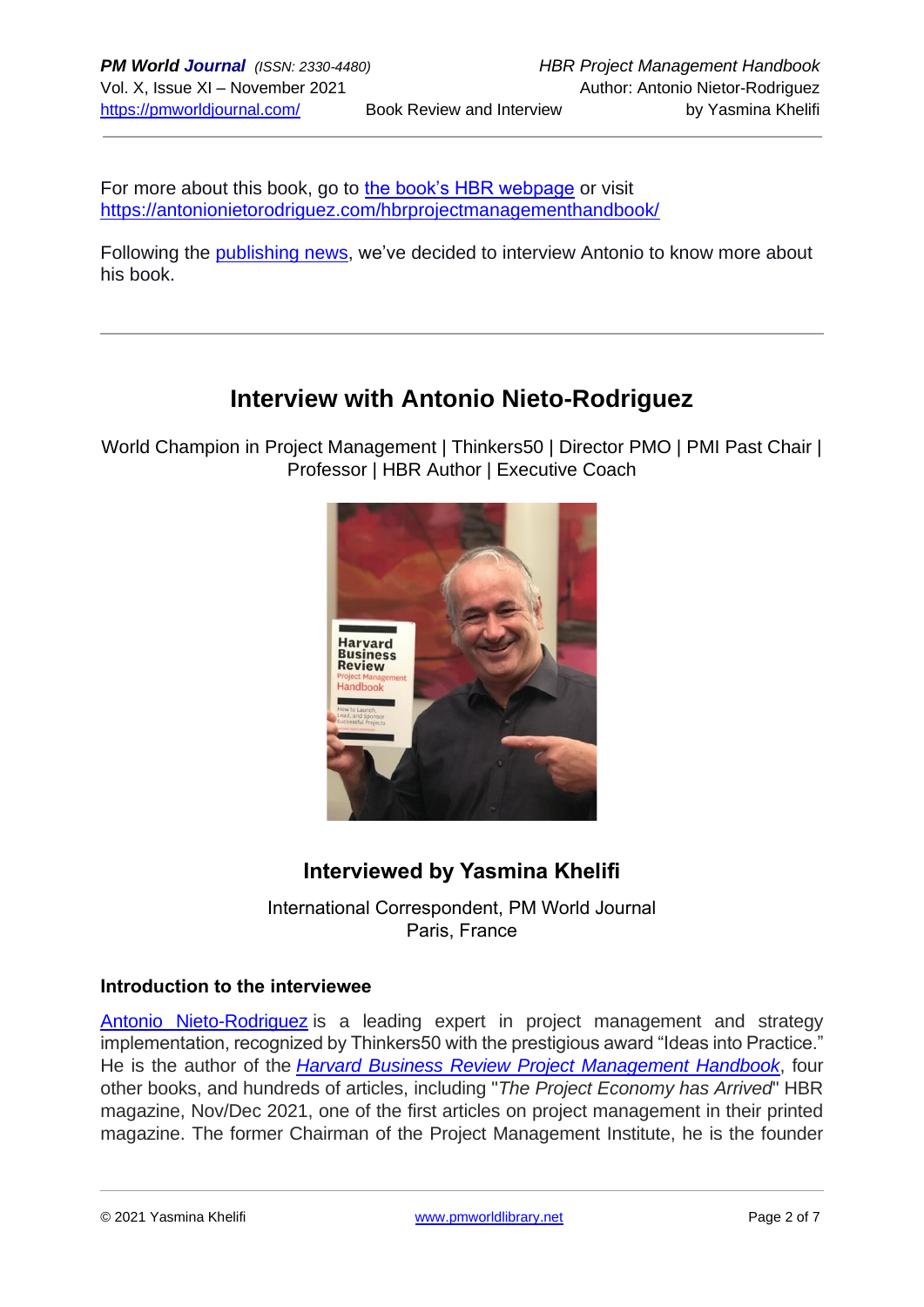For more about this book, go to the book's HBR webpage or visit https://antonionietorodriguez.com/hbrprojectmanagementhandbook/

Following the publishing news, we've decided to interview Antonio to know more about his book.

---

# Interview with Antonio Nieto-Rodriguez

World Champion in Project Management | Thinkers50 | Director PMO | PMI Past Chair | Professor | HBR Author | Executive Coach

## Interviewed by Yasmina Khelifi

International Correspondent, PM World Journal
Paris, France

### Introduction to the interviewee

Antonio Nieto-Rodriguez is a leading expert in project management and strategy implementation, recognized by Thinkers50 with the prestigious award "Ideas into Practice." He is the author of the *Harvard Business Review Project Management Handbook*, four other books, and hundreds of articles, including "*The Project Economy has Arrived*" HBR magazine, Nov/Dec 2021, one of the first articles on project management in their printed magazine. The former Chairman of the Project Management Institute, he is the founder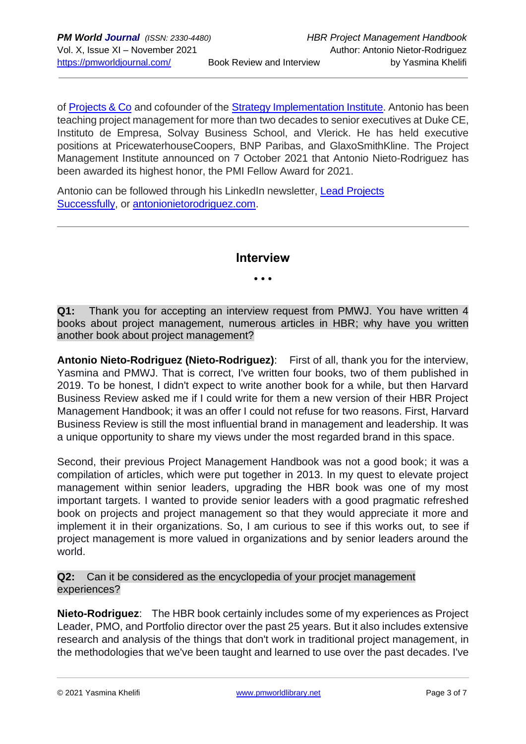of [Projects & Co](#) and cofounder of the [Strategy Implementation Institute](#). Antonio has been teaching project management for more than two decades to senior executives at Duke CE, Instituto de Empresa, Solvay Business School, and Vlerick. He has held executive positions at PricewaterhouseCoopers, BNP Paribas, and GlaxoSmithKline. The Project Management Institute announced on 7 October 2021 that Antonio Nieto-Rodriguez has been awarded its highest honor, the PMI Fellow Award for 2021.

Antonio can be followed through his LinkedIn newsletter, [Lead Projects Successfully](#), or [antonionietorodriguez.com](#).

---

## Interview

• • •

**Q1:** Thank you for accepting an interview request from PMWJ. You have written 4 books about project management, numerous articles in HBR; why have you written another book about project management?

**Antonio Nieto-Rodriguez (Nieto-Rodriguez)**: First of all, thank you for the interview, Yasmina and PMWJ. That is correct, I've written four books, two of them published in 2019. To be honest, I didn't expect to write another book for a while, but then Harvard Business Review asked me if I could write for them a new version of their HBR Project Management Handbook; it was an offer I could not refuse for two reasons. First, Harvard Business Review is still the most influential brand in management and leadership. It was a unique opportunity to share my views under the most regarded brand in this space.

Second, their previous Project Management Handbook was not a good book; it was a compilation of articles, which were put together in 2013. In my quest to elevate project management within senior leaders, upgrading the HBR book was one of my most important targets. I wanted to provide senior leaders with a good pragmatic refreshed book on projects and project management so that they would appreciate it more and implement it in their organizations. So, I am curious to see if this works out, to see if project management is more valued in organizations and by senior leaders around the world.

**Q2:** Can it be considered as the encyclopedia of your procjet management experiences?

**Nieto-Rodriguez**: The HBR book certainly includes some of my experiences as Project Leader, PMO, and Portfolio director over the past 25 years. But it also includes extensive research and analysis of the things that don't work in traditional project management, in the methodologies that we've been taught and learned to use over the past decades. I've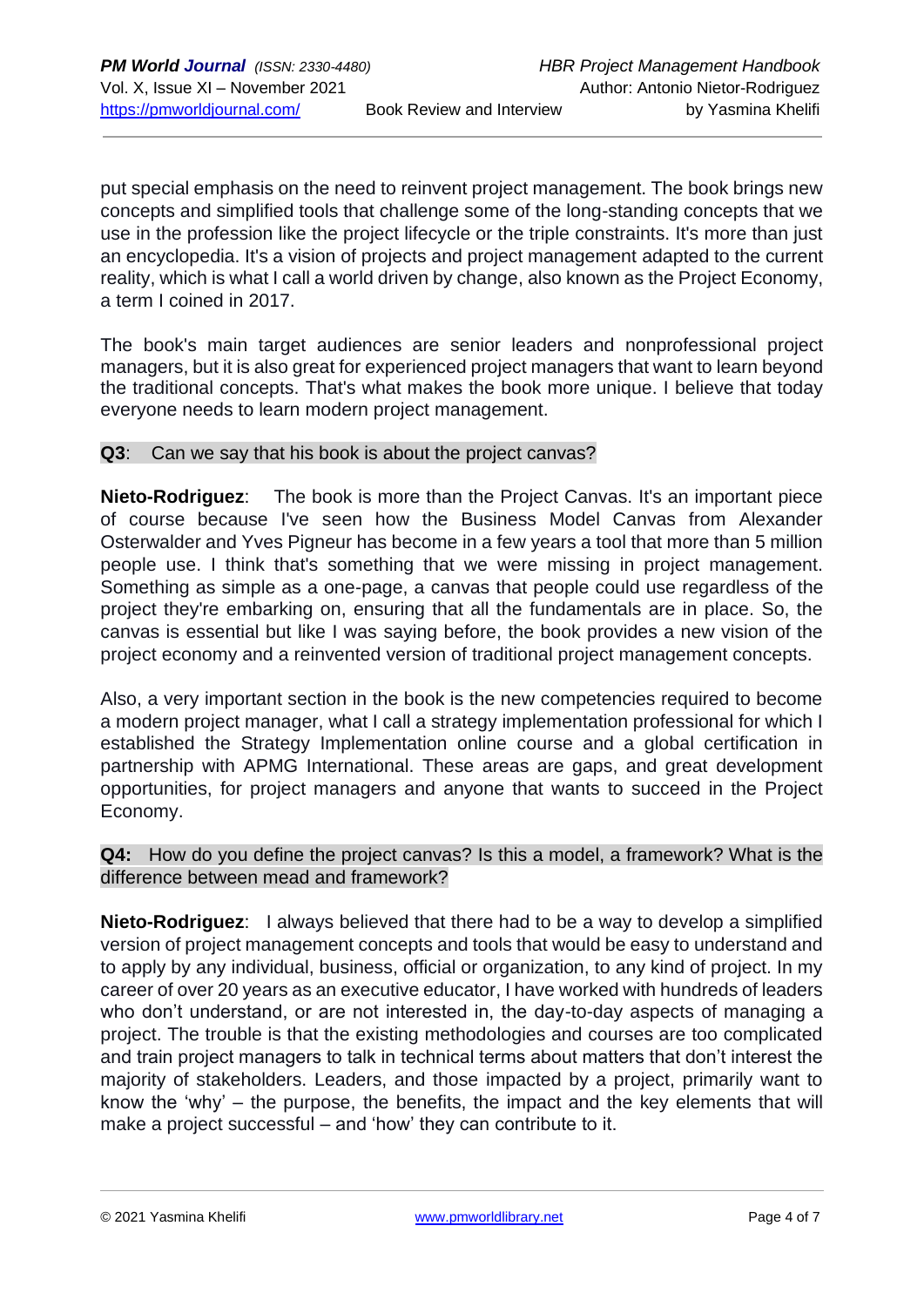put special emphasis on the need to reinvent project management. The book brings new concepts and simplified tools that challenge some of the long-standing concepts that we use in the profession like the project lifecycle or the triple constraints. It's more than just an encyclopedia. It's a vision of projects and project management adapted to the current reality, which is what I call a world driven by change, also known as the Project Economy, a term I coined in 2017.

The book's main target audiences are senior leaders and nonprofessional project managers, but it is also great for experienced project managers that want to learn beyond the traditional concepts. That's what makes the book more unique. I believe that today everyone needs to learn modern project management.

**Q3**: Can we say that his book is about the project canvas?

**Nieto-Rodriguez**: The book is more than the Project Canvas. It's an important piece of course because I've seen how the Business Model Canvas from Alexander Osterwalder and Yves Pigneur has become in a few years a tool that more than 5 million people use. I think that's something that we were missing in project management. Something as simple as a one-page, a canvas that people could use regardless of the project they're embarking on, ensuring that all the fundamentals are in place. So, the canvas is essential but like I was saying before, the book provides a new vision of the project economy and a reinvented version of traditional project management concepts.

Also, a very important section in the book is the new competencies required to become a modern project manager, what I call a strategy implementation professional for which I established the Strategy Implementation online course and a global certification in partnership with APMG International. These areas are gaps, and great development opportunities, for project managers and anyone that wants to succeed in the Project Economy.

**Q4:** How do you define the project canvas? Is this a model, a framework? What is the difference between mead and framework?

**Nieto-Rodriguez**: I always believed that there had to be a way to develop a simplified version of project management concepts and tools that would be easy to understand and to apply by any individual, business, official or organization, to any kind of project. In my career of over 20 years as an executive educator, I have worked with hundreds of leaders who don't understand, or are not interested in, the day-to-day aspects of managing a project. The trouble is that the existing methodologies and courses are too complicated and train project managers to talk in technical terms about matters that don't interest the majority of stakeholders. Leaders, and those impacted by a project, primarily want to know the 'why' – the purpose, the benefits, the impact and the key elements that will make a project successful – and 'how' they can contribute to it.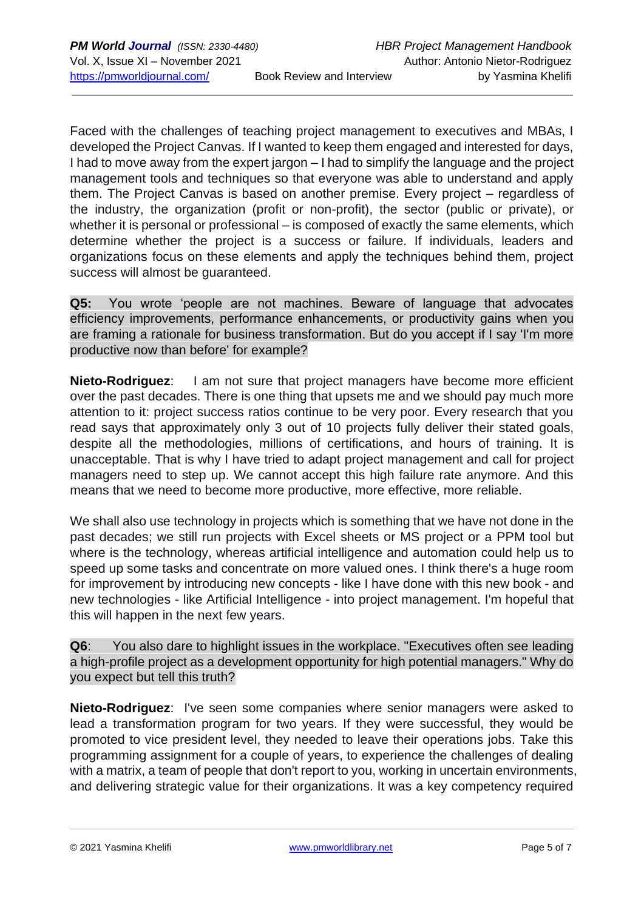Faced with the challenges of teaching project management to executives and MBAs, I developed the Project Canvas. If I wanted to keep them engaged and interested for days, I had to move away from the expert jargon – I had to simplify the language and the project management tools and techniques so that everyone was able to understand and apply them. The Project Canvas is based on another premise. Every project – regardless of the industry, the organization (profit or non-profit), the sector (public or private), or whether it is personal or professional – is composed of exactly the same elements, which determine whether the project is a success or failure. If individuals, leaders and organizations focus on these elements and apply the techniques behind them, project success will almost be guaranteed.

**Q5:** You wrote 'people are not machines. Beware of language that advocates efficiency improvements, performance enhancements, or productivity gains when you are framing a rationale for business transformation. But do you accept if I say 'I'm more productive now than before' for example?

**Nieto-Rodriguez**: I am not sure that project managers have become more efficient over the past decades. There is one thing that upsets me and we should pay much more attention to it: project success ratios continue to be very poor. Every research that you read says that approximately only 3 out of 10 projects fully deliver their stated goals, despite all the methodologies, millions of certifications, and hours of training. It is unacceptable. That is why I have tried to adapt project management and call for project managers need to step up. We cannot accept this high failure rate anymore. And this means that we need to become more productive, more effective, more reliable.

We shall also use technology in projects which is something that we have not done in the past decades; we still run projects with Excel sheets or MS project or a PPM tool but where is the technology, whereas artificial intelligence and automation could help us to speed up some tasks and concentrate on more valued ones. I think there's a huge room for improvement by introducing new concepts - like I have done with this new book - and new technologies - like Artificial Intelligence - into project management. I'm hopeful that this will happen in the next few years.

**Q6**: You also dare to highlight issues in the workplace. "Executives often see leading a high-profile project as a development opportunity for high potential managers." Why do you expect but tell this truth?

**Nieto-Rodriguez**: I've seen some companies where senior managers were asked to lead a transformation program for two years. If they were successful, they would be promoted to vice president level, they needed to leave their operations jobs. Take this programming assignment for a couple of years, to experience the challenges of dealing with a matrix, a team of people that don't report to you, working in uncertain environments, and delivering strategic value for their organizations. It was a key competency required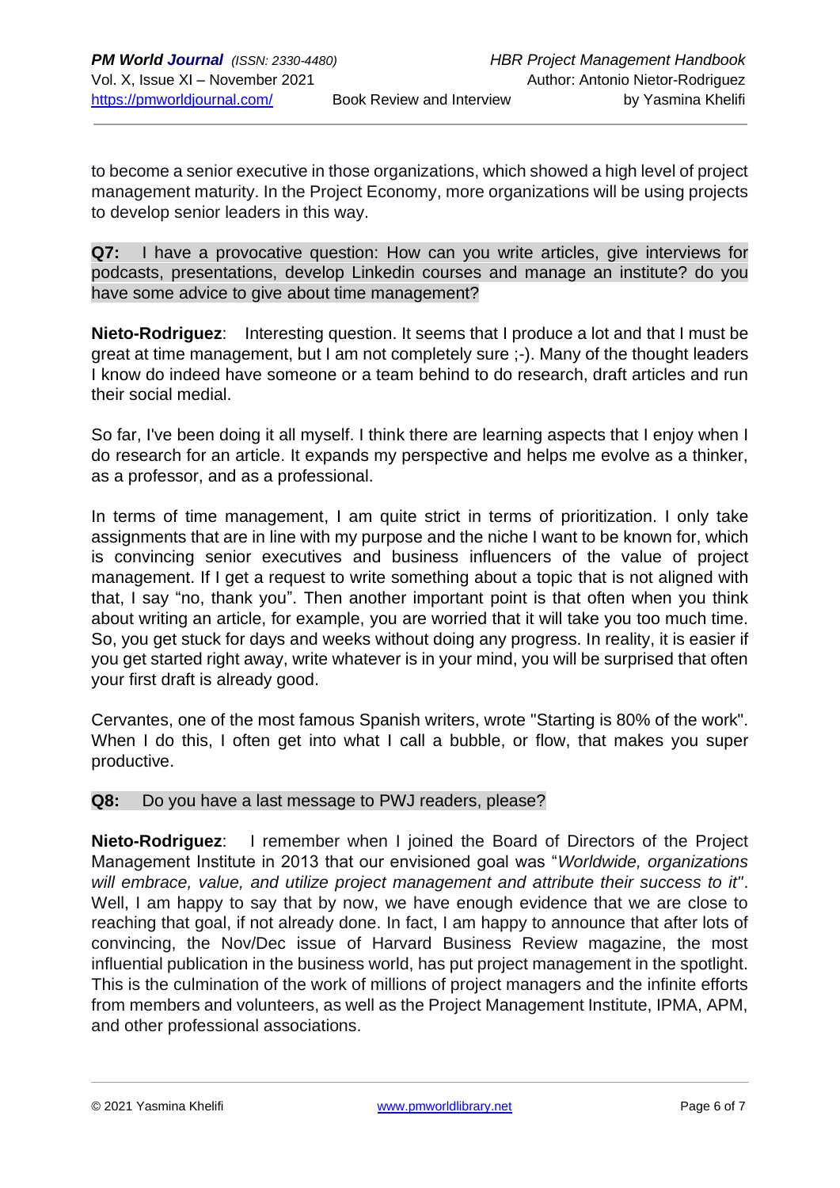to become a senior executive in those organizations, which showed a high level of project management maturity. In the Project Economy, more organizations will be using projects to develop senior leaders in this way.

**Q7:** I have a provocative question: How can you write articles, give interviews for podcasts, presentations, develop Linkedin courses and manage an institute? do you have some advice to give about time management?

**Nieto-Rodriguez**: Interesting question. It seems that I produce a lot and that I must be great at time management, but I am not completely sure ;-). Many of the thought leaders I know do indeed have someone or a team behind to do research, draft articles and run their social medial.

So far, I've been doing it all myself. I think there are learning aspects that I enjoy when I do research for an article. It expands my perspective and helps me evolve as a thinker, as a professor, and as a professional.

In terms of time management, I am quite strict in terms of prioritization. I only take assignments that are in line with my purpose and the niche I want to be known for, which is convincing senior executives and business influencers of the value of project management. If I get a request to write something about a topic that is not aligned with that, I say "no, thank you". Then another important point is that often when you think about writing an article, for example, you are worried that it will take you too much time. So, you get stuck for days and weeks without doing any progress. In reality, it is easier if you get started right away, write whatever is in your mind, you will be surprised that often your first draft is already good.

Cervantes, one of the most famous Spanish writers, wrote "Starting is 80% of the work". When I do this, I often get into what I call a bubble, or flow, that makes you super productive.

**Q8:** Do you have a last message to PWJ readers, please?

**Nieto-Rodriguez**: I remember when I joined the Board of Directors of the Project Management Institute in 2013 that our envisioned goal was "*Worldwide, organizations will embrace, value, and utilize project management and attribute their success to it"*. Well, I am happy to say that by now, we have enough evidence that we are close to reaching that goal, if not already done. In fact, I am happy to announce that after lots of convincing, the Nov/Dec issue of Harvard Business Review magazine, the most influential publication in the business world, has put project management in the spotlight. This is the culmination of the work of millions of project managers and the infinite efforts from members and volunteers, as well as the Project Management Institute, IPMA, APM, and other professional associations.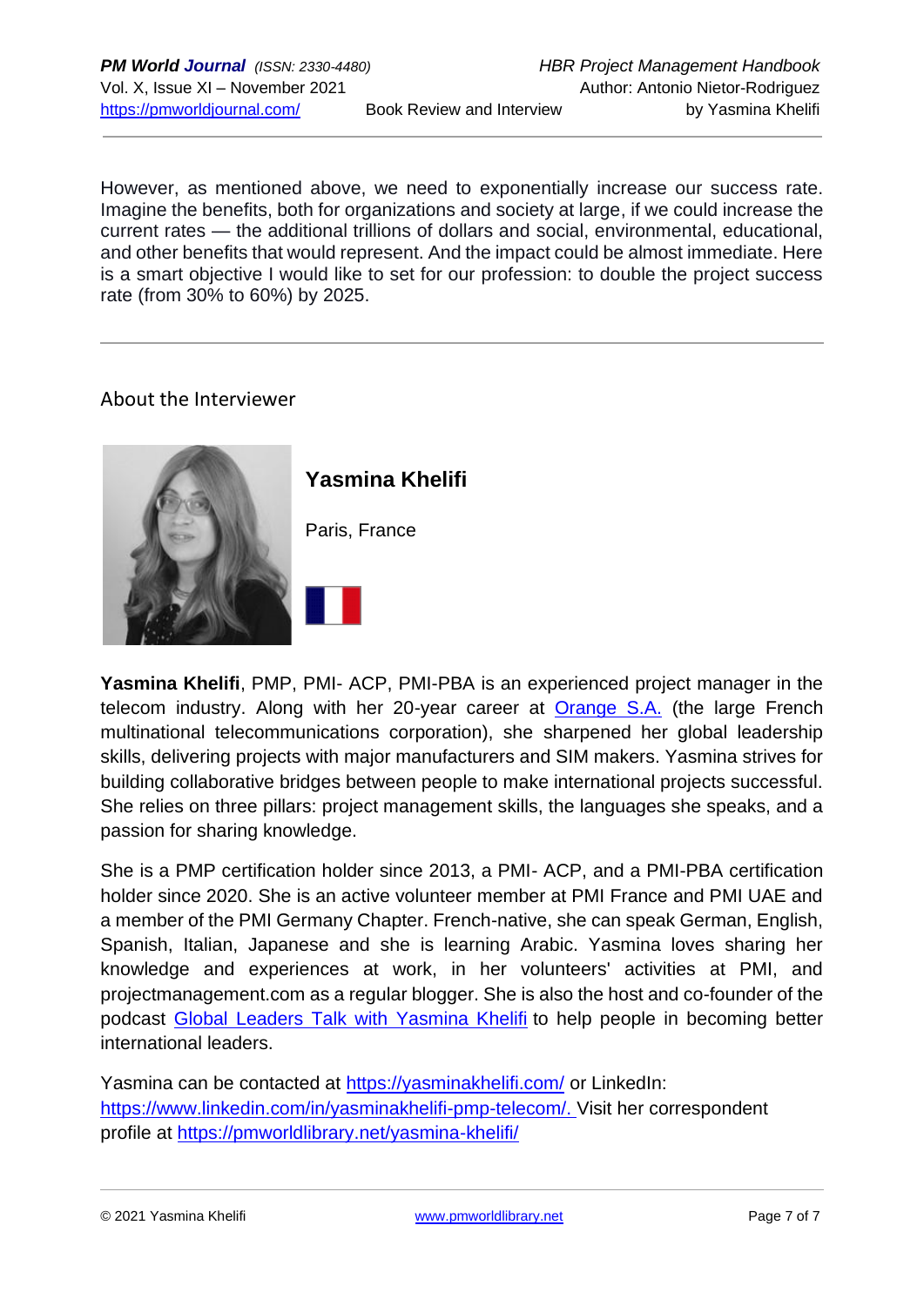However, as mentioned above, we need to exponentially increase our success rate. Imagine the benefits, both for organizations and society at large, if we could increase the current rates — the additional trillions of dollars and social, environmental, educational, and other benefits that would represent. And the impact could be almost immediate. Here is a smart objective I would like to set for our profession: to double the project success rate (from 30% to 60%) by 2025.

---

## About the Interviewer

### Yasmina Khelifi

Paris, France

**Yasmina Khelifi**, PMP, PMI- ACP, PMI-PBA is an experienced project manager in the telecom industry. Along with her 20-year career at Orange S.A. (the large French multinational telecommunications corporation), she sharpened her global leadership skills, delivering projects with major manufacturers and SIM makers. Yasmina strives for building collaborative bridges between people to make international projects successful. She relies on three pillars: project management skills, the languages she speaks, and a passion for sharing knowledge.

She is a PMP certification holder since 2013, a PMI- ACP, and a PMI-PBA certification holder since 2020. She is an active volunteer member at PMI France and PMI UAE and a member of the PMI Germany Chapter. French-native, she can speak German, English, Spanish, Italian, Japanese and she is learning Arabic. Yasmina loves sharing her knowledge and experiences at work, in her volunteers' activities at PMI, and projectmanagement.com as a regular blogger. She is also the host and co-founder of the podcast Global Leaders Talk with Yasmina Khelifi to help people in becoming better international leaders.

Yasmina can be contacted at https://yasminakhelifi.com/ or LinkedIn: https://www.linkedin.com/in/yasminakhelifi-pmp-telecom/. Visit her correspondent profile at https://pmworldlibrary.net/yasmina-khelifi/